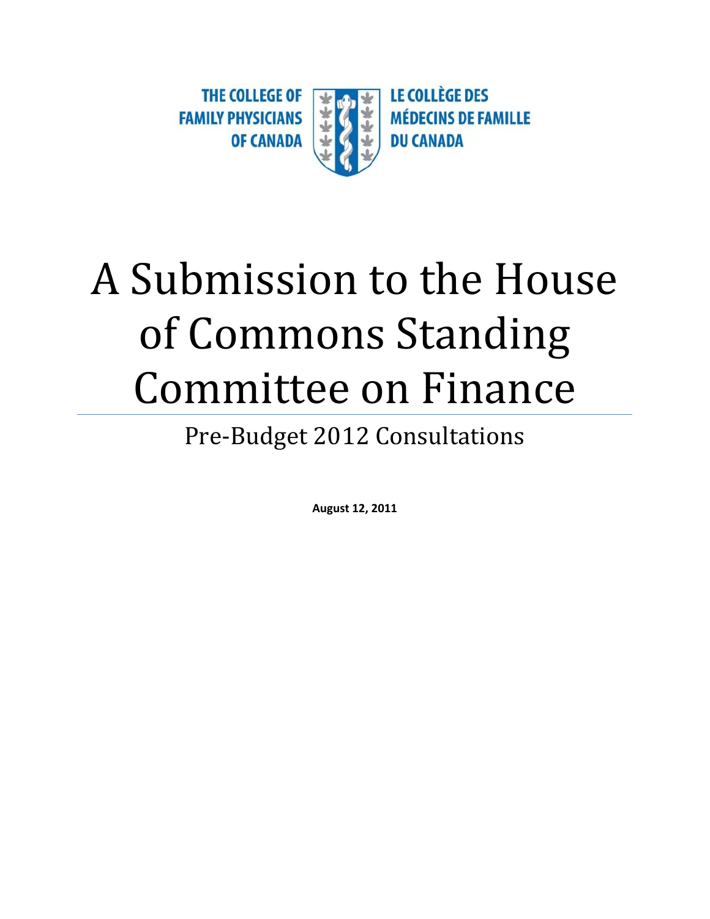THE COLLEGE OF FAMILY PHYSICIANS OF CANADA

LE COLLÈGE DES MÉDECINS DE FAMILLE DU CANADA

# A Submission to the House of Commons Standing Committee on Finance

## Pre-Budget 2012 Consultations

**August 12, 2011**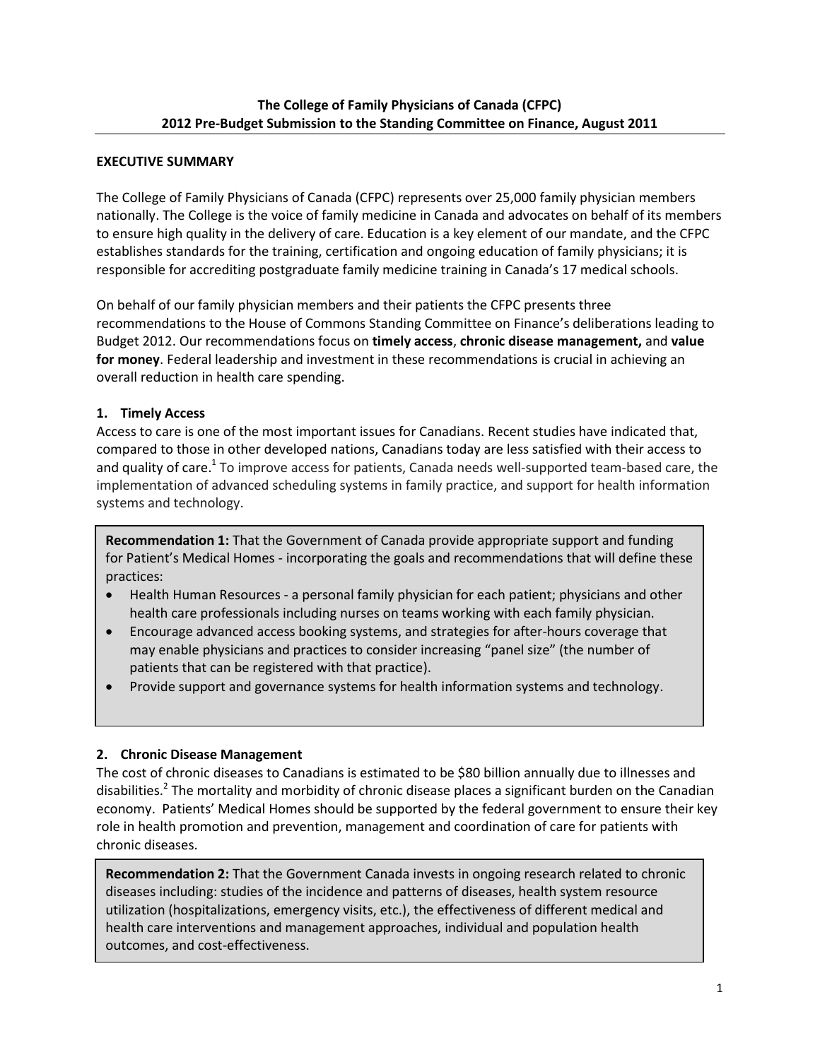## The College of Family Physicians of Canada (CFPC)
## 2012 Pre-Budget Submission to the Standing Committee on Finance, August 2011

### EXECUTIVE SUMMARY

The College of Family Physicians of Canada (CFPC) represents over 25,000 family physician members nationally. The College is the voice of family medicine in Canada and advocates on behalf of its members to ensure high quality in the delivery of care. Education is a key element of our mandate, and the CFPC establishes standards for the training, certification and ongoing education of family physicians; it is responsible for accrediting postgraduate family medicine training in Canada's 17 medical schools.

On behalf of our family physician members and their patients the CFPC presents three recommendations to the House of Commons Standing Committee on Finance's deliberations leading to Budget 2012. Our recommendations focus on **timely access**, **chronic disease management,** and **value for money**. Federal leadership and investment in these recommendations is crucial in achieving an overall reduction in health care spending.

#### 1. Timely Access

Access to care is one of the most important issues for Canadians. Recent studies have indicated that, compared to those in other developed nations, Canadians today are less satisfied with their access to and quality of care.[1] To improve access for patients, Canada needs well-supported team-based care, the implementation of advanced scheduling systems in family practice, and support for health information systems and technology.

> **Recommendation 1:** That the Government of Canada provide appropriate support and funding for Patient's Medical Homes - incorporating the goals and recommendations that will define these practices:
> - Health Human Resources - a personal family physician for each patient; physicians and other health care professionals including nurses on teams working with each family physician.
> - Encourage advanced access booking systems, and strategies for after-hours coverage that may enable physicians and practices to consider increasing "panel size" (the number of patients that can be registered with that practice).
> - Provide support and governance systems for health information systems and technology.

#### 2. Chronic Disease Management

The cost of chronic diseases to Canadians is estimated to be $80 billion annually due to illnesses and disabilities.[2] The mortality and morbidity of chronic disease places a significant burden on the Canadian economy. Patients' Medical Homes should be supported by the federal government to ensure their key role in health promotion and prevention, management and coordination of care for patients with chronic diseases.

> **Recommendation 2:** That the Government Canada invests in ongoing research related to chronic diseases including: studies of the incidence and patterns of diseases, health system resource utilization (hospitalizations, emergency visits, etc.), the effectiveness of different medical and health care interventions and management approaches, individual and population health outcomes, and cost-effectiveness.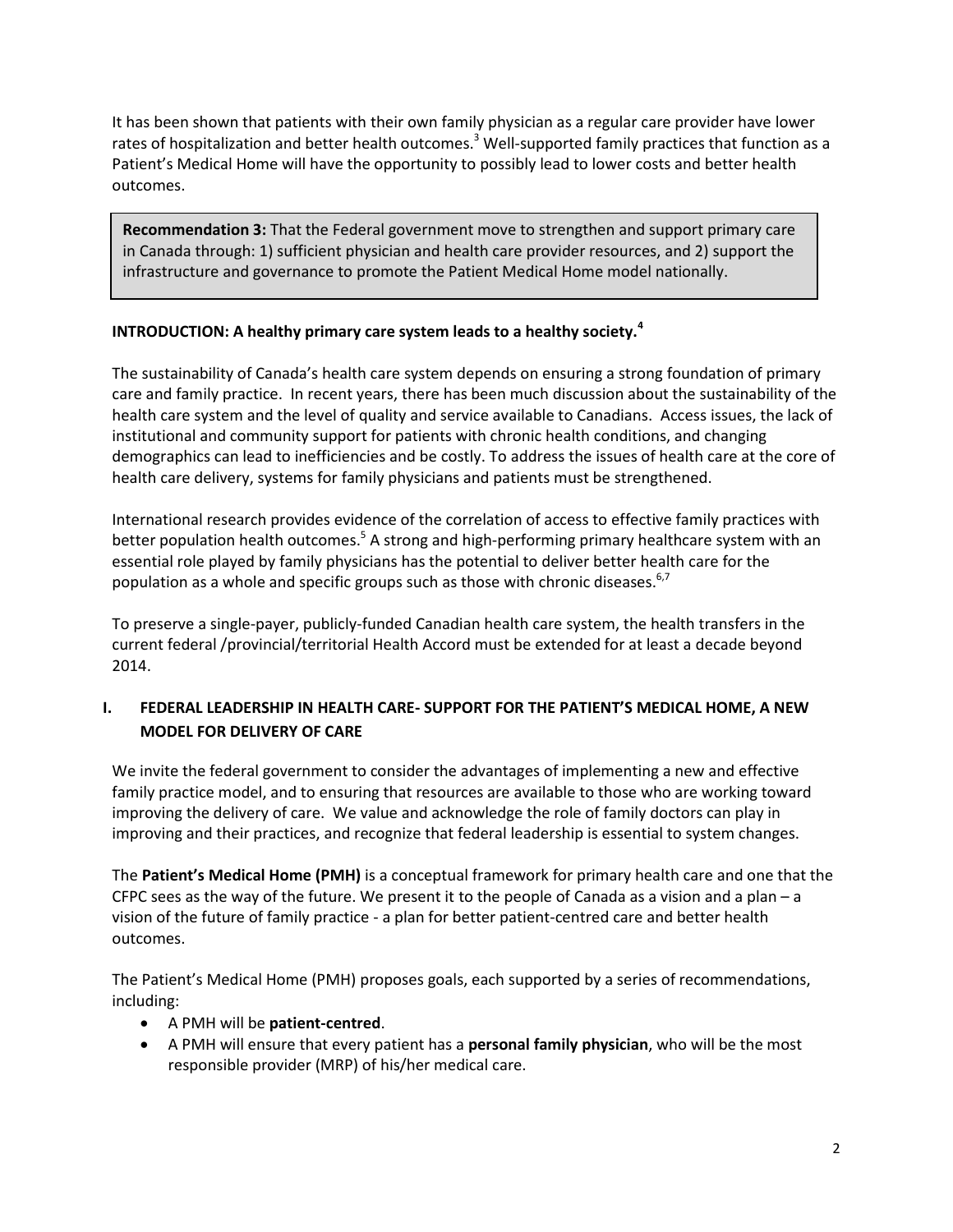It has been shown that patients with their own family physician as a regular care provider have lower rates of hospitalization and better health outcomes.[3] Well-supported family practices that function as a Patient's Medical Home will have the opportunity to possibly lead to lower costs and better health outcomes.

> **Recommendation 3:** That the Federal government move to strengthen and support primary care in Canada through: 1) sufficient physician and health care provider resources, and 2) support the infrastructure and governance to promote the Patient Medical Home model nationally.

**INTRODUCTION: A healthy primary care system leads to a healthy society.[4]**

The sustainability of Canada's health care system depends on ensuring a strong foundation of primary care and family practice. In recent years, there has been much discussion about the sustainability of the health care system and the level of quality and service available to Canadians. Access issues, the lack of institutional and community support for patients with chronic health conditions, and changing demographics can lead to inefficiencies and be costly. To address the issues of health care at the core of health care delivery, systems for family physicians and patients must be strengthened.

International research provides evidence of the correlation of access to effective family practices with better population health outcomes.[5] A strong and high-performing primary healthcare system with an essential role played by family physicians has the potential to deliver better health care for the population as a whole and specific groups such as those with chronic diseases.[6,7]

To preserve a single-payer, publicly-funded Canadian health care system, the health transfers in the current federal /provincial/territorial Health Accord must be extended for at least a decade beyond 2014.

## I. FEDERAL LEADERSHIP IN HEALTH CARE- SUPPORT FOR THE PATIENT'S MEDICAL HOME, A NEW MODEL FOR DELIVERY OF CARE

We invite the federal government to consider the advantages of implementing a new and effective family practice model, and to ensuring that resources are available to those who are working toward improving the delivery of care. We value and acknowledge the role of family doctors can play in improving and their practices, and recognize that federal leadership is essential to system changes.

The **Patient's Medical Home (PMH)** is a conceptual framework for primary health care and one that the CFPC sees as the way of the future. We present it to the people of Canada as a vision and a plan – a vision of the future of family practice - a plan for better patient-centred care and better health outcomes.

The Patient's Medical Home (PMH) proposes goals, each supported by a series of recommendations, including:

- A PMH will be **patient-centred**.
- A PMH will ensure that every patient has a **personal family physician**, who will be the most responsible provider (MRP) of his/her medical care.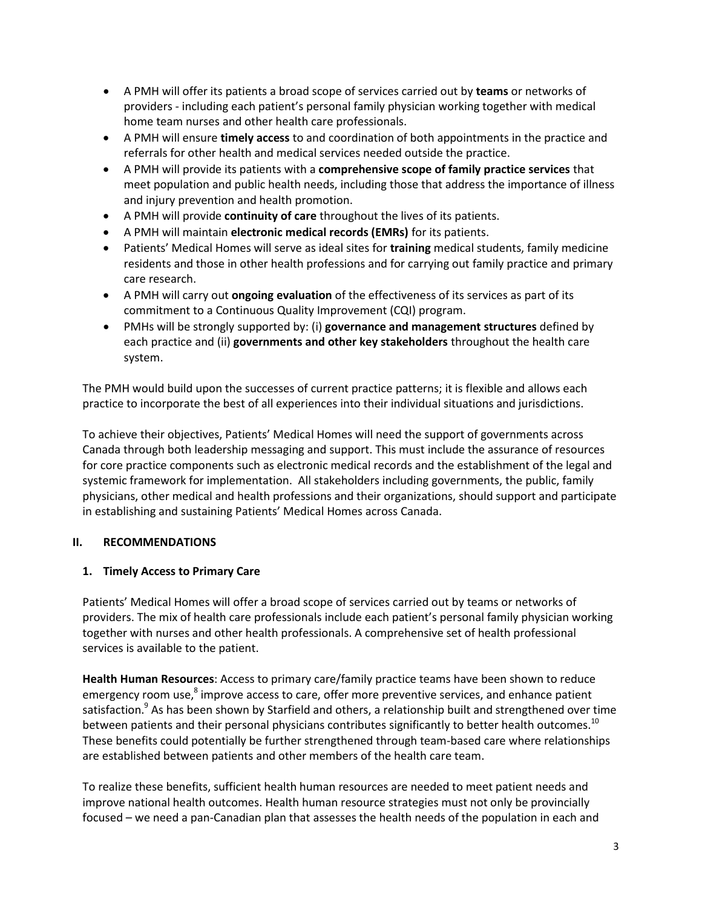- A PMH will offer its patients a broad scope of services carried out by **teams** or networks of providers - including each patient's personal family physician working together with medical home team nurses and other health care professionals.
- A PMH will ensure **timely access** to and coordination of both appointments in the practice and referrals for other health and medical services needed outside the practice.
- A PMH will provide its patients with a **comprehensive scope of family practice services** that meet population and public health needs, including those that address the importance of illness and injury prevention and health promotion.
- A PMH will provide **continuity of care** throughout the lives of its patients.
- A PMH will maintain **electronic medical records (EMRs)** for its patients.
- Patients' Medical Homes will serve as ideal sites for **training** medical students, family medicine residents and those in other health professions and for carrying out family practice and primary care research.
- A PMH will carry out **ongoing evaluation** of the effectiveness of its services as part of its commitment to a Continuous Quality Improvement (CQI) program.
- PMHs will be strongly supported by: (i) **governance and management structures** defined by each practice and (ii) **governments and other key stakeholders** throughout the health care system.

The PMH would build upon the successes of current practice patterns; it is flexible and allows each practice to incorporate the best of all experiences into their individual situations and jurisdictions.

To achieve their objectives, Patients' Medical Homes will need the support of governments across Canada through both leadership messaging and support. This must include the assurance of resources for core practice components such as electronic medical records and the establishment of the legal and systemic framework for implementation. All stakeholders including governments, the public, family physicians, other medical and health professions and their organizations, should support and participate in establishing and sustaining Patients' Medical Homes across Canada.

## II. RECOMMENDATIONS

### 1. Timely Access to Primary Care

Patients' Medical Homes will offer a broad scope of services carried out by teams or networks of providers. The mix of health care professionals include each patient's personal family physician working together with nurses and other health professionals. A comprehensive set of health professional services is available to the patient.

**Health Human Resources**: Access to primary care/family practice teams have been shown to reduce emergency room use,[8] improve access to care, offer more preventive services, and enhance patient satisfaction.[9] As has been shown by Starfield and others, a relationship built and strengthened over time between patients and their personal physicians contributes significantly to better health outcomes.[10] These benefits could potentially be further strengthened through team-based care where relationships are established between patients and other members of the health care team.

To realize these benefits, sufficient health human resources are needed to meet patient needs and improve national health outcomes. Health human resource strategies must not only be provincially focused – we need a pan-Canadian plan that assesses the health needs of the population in each and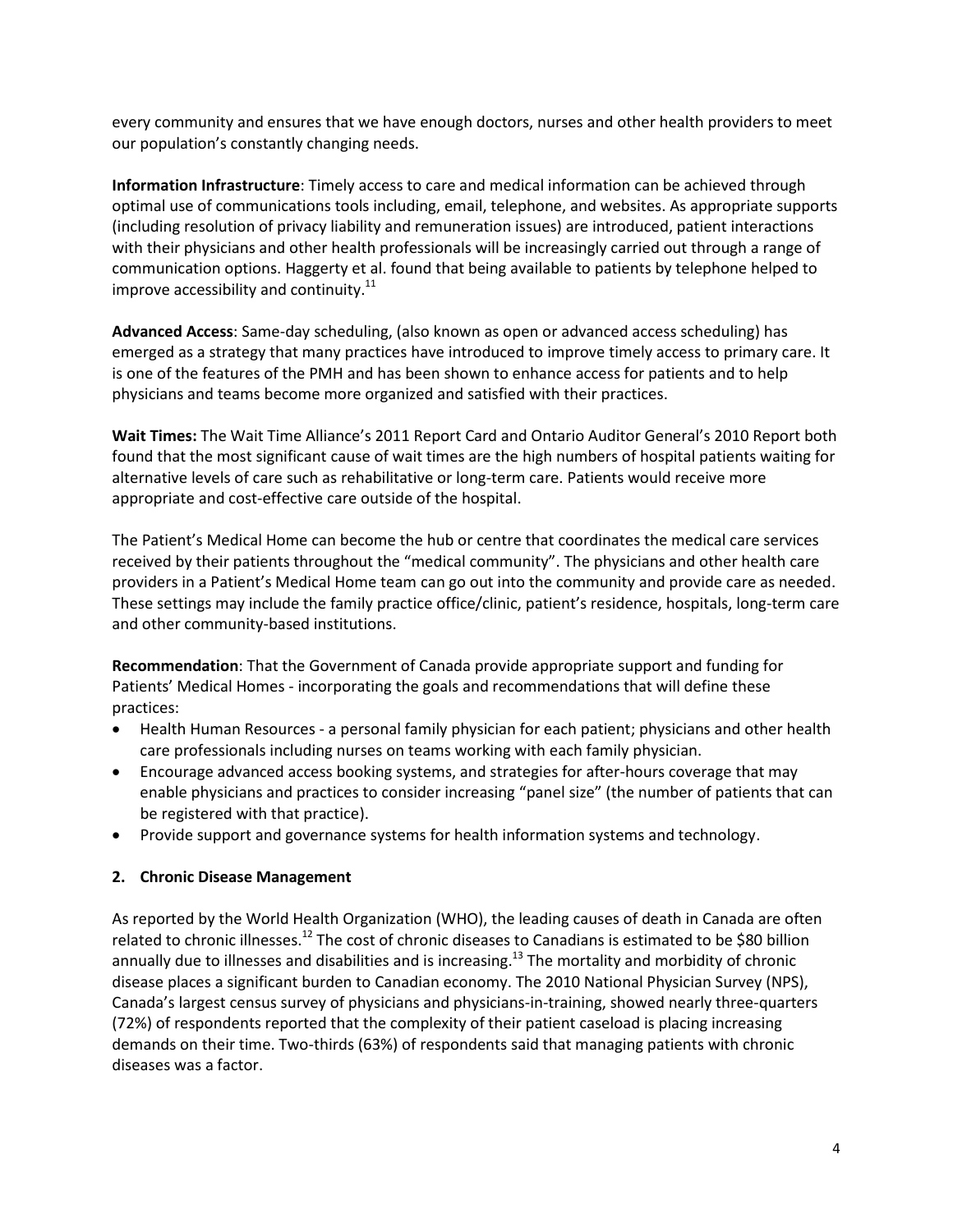every community and ensures that we have enough doctors, nurses and other health providers to meet our population's constantly changing needs.

**Information Infrastructure**: Timely access to care and medical information can be achieved through optimal use of communications tools including, email, telephone, and websites. As appropriate supports (including resolution of privacy liability and remuneration issues) are introduced, patient interactions with their physicians and other health professionals will be increasingly carried out through a range of communication options. Haggerty et al. found that being available to patients by telephone helped to improve accessibility and continuity.[11]

**Advanced Access**: Same-day scheduling, (also known as open or advanced access scheduling) has emerged as a strategy that many practices have introduced to improve timely access to primary care. It is one of the features of the PMH and has been shown to enhance access for patients and to help physicians and teams become more organized and satisfied with their practices.

**Wait Times:** The Wait Time Alliance's 2011 Report Card and Ontario Auditor General's 2010 Report both found that the most significant cause of wait times are the high numbers of hospital patients waiting for alternative levels of care such as rehabilitative or long-term care. Patients would receive more appropriate and cost-effective care outside of the hospital.

The Patient's Medical Home can become the hub or centre that coordinates the medical care services received by their patients throughout the "medical community". The physicians and other health care providers in a Patient's Medical Home team can go out into the community and provide care as needed. These settings may include the family practice office/clinic, patient's residence, hospitals, long-term care and other community-based institutions.

**Recommendation**: That the Government of Canada provide appropriate support and funding for Patients' Medical Homes - incorporating the goals and recommendations that will define these practices:

- Health Human Resources - a personal family physician for each patient; physicians and other health care professionals including nurses on teams working with each family physician.
- Encourage advanced access booking systems, and strategies for after-hours coverage that may enable physicians and practices to consider increasing "panel size" (the number of patients that can be registered with that practice).
- Provide support and governance systems for health information systems and technology.

**2. Chronic Disease Management**

As reported by the World Health Organization (WHO), the leading causes of death in Canada are often related to chronic illnesses.[12] The cost of chronic diseases to Canadians is estimated to be $80 billion annually due to illnesses and disabilities and is increasing.[13] The mortality and morbidity of chronic disease places a significant burden to Canadian economy. The 2010 National Physician Survey (NPS), Canada's largest census survey of physicians and physicians-in-training, showed nearly three-quarters (72%) of respondents reported that the complexity of their patient caseload is placing increasing demands on their time. Two-thirds (63%) of respondents said that managing patients with chronic diseases was a factor.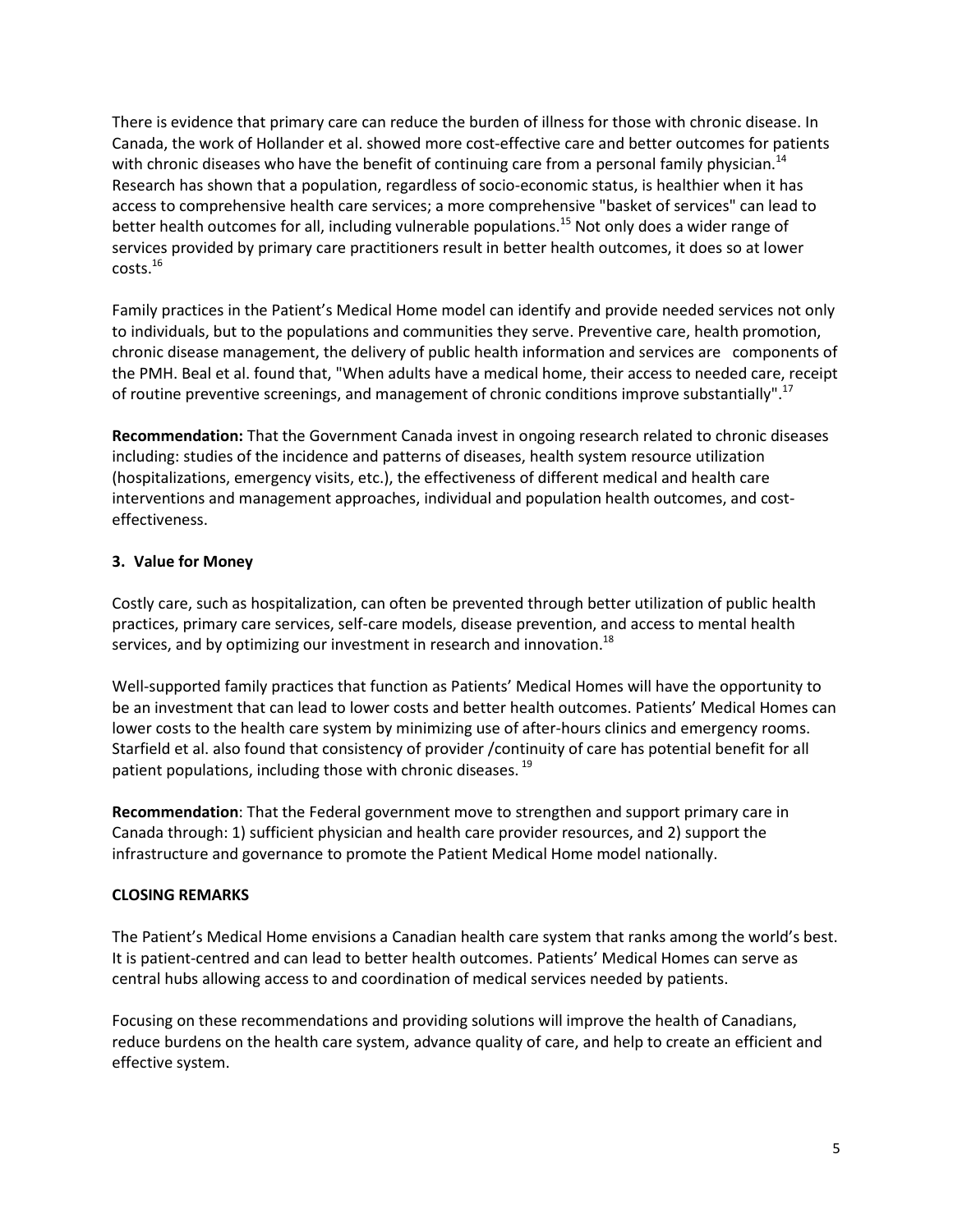There is evidence that primary care can reduce the burden of illness for those with chronic disease. In Canada, the work of Hollander et al. showed more cost-effective care and better outcomes for patients with chronic diseases who have the benefit of continuing care from a personal family physician.[14] Research has shown that a population, regardless of socio-economic status, is healthier when it has access to comprehensive health care services; a more comprehensive "basket of services" can lead to better health outcomes for all, including vulnerable populations.[15] Not only does a wider range of services provided by primary care practitioners result in better health outcomes, it does so at lower costs.[16]

Family practices in the Patient's Medical Home model can identify and provide needed services not only to individuals, but to the populations and communities they serve. Preventive care, health promotion, chronic disease management, the delivery of public health information and services are components of the PMH. Beal et al. found that, "When adults have a medical home, their access to needed care, receipt of routine preventive screenings, and management of chronic conditions improve substantially".[17]

**Recommendation:** That the Government Canada invest in ongoing research related to chronic diseases including: studies of the incidence and patterns of diseases, health system resource utilization (hospitalizations, emergency visits, etc.), the effectiveness of different medical and health care interventions and management approaches, individual and population health outcomes, and cost-effectiveness.

### 3. Value for Money

Costly care, such as hospitalization, can often be prevented through better utilization of public health practices, primary care services, self-care models, disease prevention, and access to mental health services, and by optimizing our investment in research and innovation.[18]

Well-supported family practices that function as Patients' Medical Homes will have the opportunity to be an investment that can lead to lower costs and better health outcomes. Patients' Medical Homes can lower costs to the health care system by minimizing use of after-hours clinics and emergency rooms. Starfield et al. also found that consistency of provider /continuity of care has potential benefit for all patient populations, including those with chronic diseases.[19]

**Recommendation**: That the Federal government move to strengthen and support primary care in Canada through: 1) sufficient physician and health care provider resources, and 2) support the infrastructure and governance to promote the Patient Medical Home model nationally.

## CLOSING REMARKS

The Patient's Medical Home envisions a Canadian health care system that ranks among the world's best. It is patient-centred and can lead to better health outcomes. Patients' Medical Homes can serve as central hubs allowing access to and coordination of medical services needed by patients.

Focusing on these recommendations and providing solutions will improve the health of Canadians, reduce burdens on the health care system, advance quality of care, and help to create an efficient and effective system.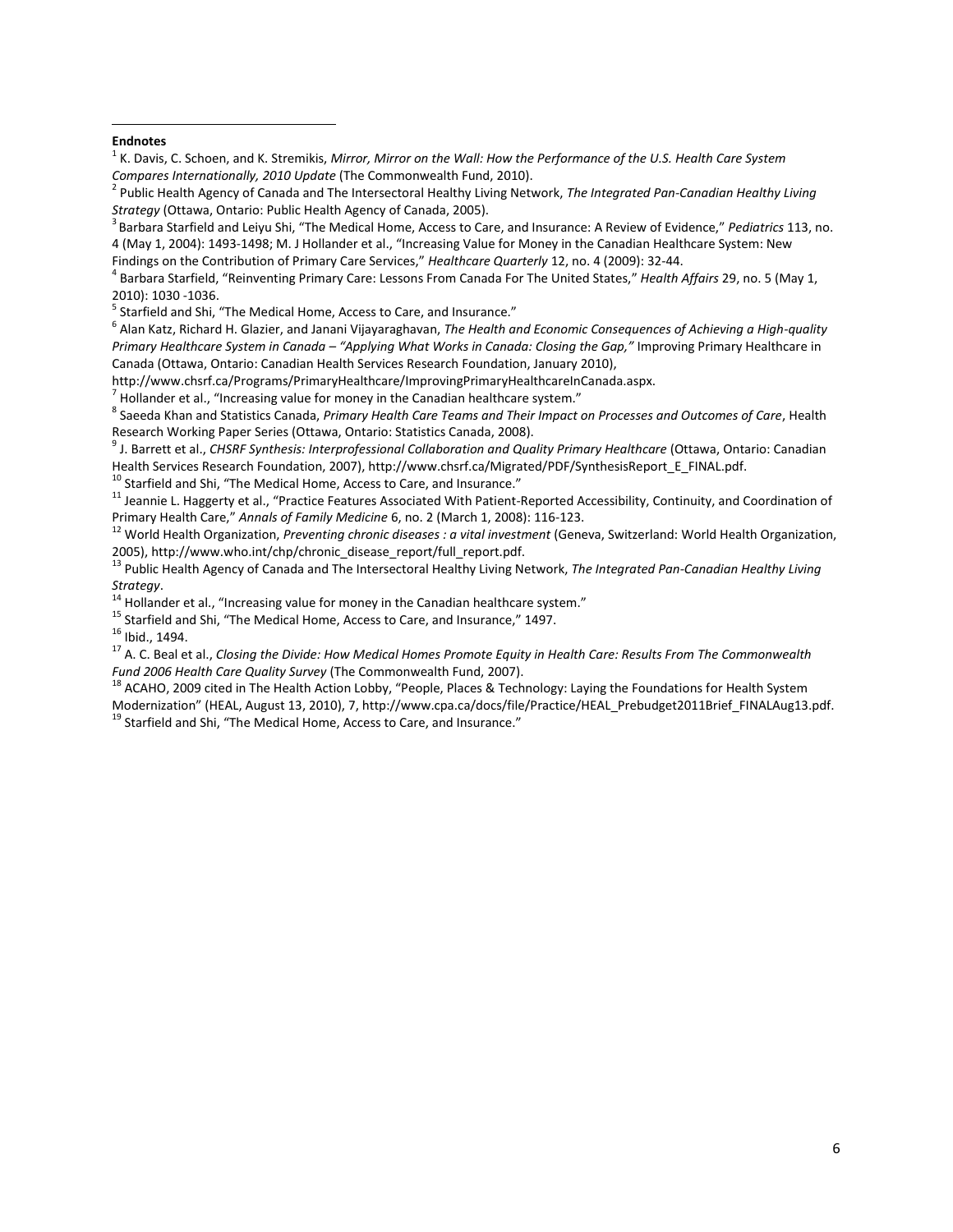**Endnotes**

[1] K. Davis, C. Schoen, and K. Stremikis, *Mirror, Mirror on the Wall: How the Performance of the U.S. Health Care System Compares Internationally, 2010 Update* (The Commonwealth Fund, 2010).

[2] Public Health Agency of Canada and The Intersectoral Healthy Living Network, *The Integrated Pan-Canadian Healthy Living Strategy* (Ottawa, Ontario: Public Health Agency of Canada, 2005).

[3] Barbara Starfield and Leiyu Shi, "The Medical Home, Access to Care, and Insurance: A Review of Evidence," *Pediatrics* 113, no. 4 (May 1, 2004): 1493-1498; M. J Hollander et al., "Increasing Value for Money in the Canadian Healthcare System: New Findings on the Contribution of Primary Care Services," *Healthcare Quarterly* 12, no. 4 (2009): 32-44.

[4] Barbara Starfield, "Reinventing Primary Care: Lessons From Canada For The United States," *Health Affairs* 29, no. 5 (May 1, 2010): 1030 -1036.

[5] Starfield and Shi, "The Medical Home, Access to Care, and Insurance."

[6] Alan Katz, Richard H. Glazier, and Janani Vijayaraghavan, *The Health and Economic Consequences of Achieving a High-quality Primary Healthcare System in Canada – "Applying What Works in Canada: Closing the Gap,"* Improving Primary Healthcare in Canada (Ottawa, Ontario: Canadian Health Services Research Foundation, January 2010), http://www.chsrf.ca/Programs/PrimaryHealthcare/ImprovingPrimaryHealthcareInCanada.aspx.

[7] Hollander et al., "Increasing value for money in the Canadian healthcare system."

[8] Saeeda Khan and Statistics Canada, *Primary Health Care Teams and Their Impact on Processes and Outcomes of Care*, Health Research Working Paper Series (Ottawa, Ontario: Statistics Canada, 2008).

[9] J. Barrett et al., *CHSRF Synthesis: Interprofessional Collaboration and Quality Primary Healthcare* (Ottawa, Ontario: Canadian Health Services Research Foundation, 2007), http://www.chsrf.ca/Migrated/PDF/SynthesisReport_E_FINAL.pdf.

[10] Starfield and Shi, "The Medical Home, Access to Care, and Insurance."

[11] Jeannie L. Haggerty et al., "Practice Features Associated With Patient-Reported Accessibility, Continuity, and Coordination of Primary Health Care," *Annals of Family Medicine* 6, no. 2 (March 1, 2008): 116-123.

[12] World Health Organization, *Preventing chronic diseases : a vital investment* (Geneva, Switzerland: World Health Organization, 2005), http://www.who.int/chp/chronic_disease_report/full_report.pdf.

[13] Public Health Agency of Canada and The Intersectoral Healthy Living Network, *The Integrated Pan-Canadian Healthy Living Strategy*.

[14] Hollander et al., "Increasing value for money in the Canadian healthcare system."

[15] Starfield and Shi, "The Medical Home, Access to Care, and Insurance," 1497.

[16] Ibid., 1494.

[17] A. C. Beal et al., *Closing the Divide: How Medical Homes Promote Equity in Health Care: Results From The Commonwealth Fund 2006 Health Care Quality Survey* (The Commonwealth Fund, 2007).

[18] ACAHO, 2009 cited in The Health Action Lobby, "People, Places & Technology: Laying the Foundations for Health System Modernization" (HEAL, August 13, 2010), 7, http://www.cpa.ca/docs/file/Practice/HEAL_Prebudget2011Brief_FINALAug13.pdf.

[19] Starfield and Shi, "The Medical Home, Access to Care, and Insurance."